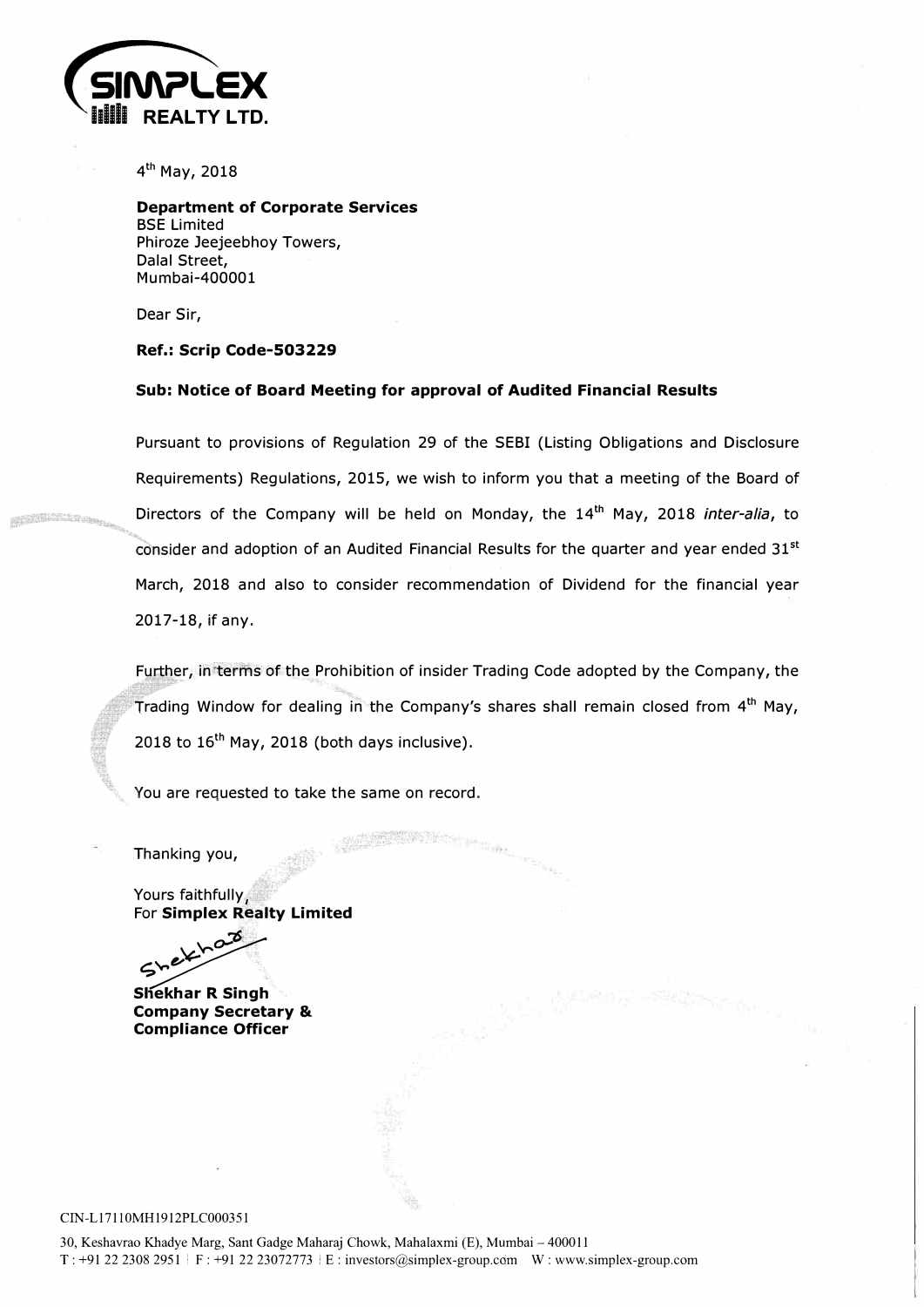**SIMPLEX REALTY LTD.**

4th May, 2018

**Department of Corporate Services**
BSE Limited
Phiroze Jeejeebhoy Towers,
Dalal Street,
Mumbai-400001

Dear Sir,

**Ref.: Scrip Code-503229**

**Sub: Notice of Board Meeting for approval of Audited Financial Results**

Pursuant to provisions of Regulation 29 of the SEBI (Listing Obligations and Disclosure Requirements) Regulations, 2015, we wish to inform you that a meeting of the Board of Directors of the Company will be held on Monday, the 14th May, 2018 *inter-alia*, to consider and adoption of an Audited Financial Results for the quarter and year ended 31st March, 2018 and also to consider recommendation of Dividend for the financial year 2017-18, if any.

Further, in terms of the Prohibition of insider Trading Code adopted by the Company, the Trading Window for dealing in the Company's shares shall remain closed from 4th May, 2018 to 16th May, 2018 (both days inclusive).

You are requested to take the same on record.

Thanking you,

Yours faithfully,
For **Simplex Realty Limited**

Shekhar

**Shekhar R Singh**
**Company Secretary &**
**Compliance Officer**

CIN-L17110MH1912PLC000351

30, Keshavrao Khadye Marg, Sant Gadge Maharaj Chowk, Mahalaxmi (E), Mumbai – 400011
T : +91 22 2308 2951 | F : +91 22 23072773 | E : investors@simplex-group.com W : www.simplex-group.com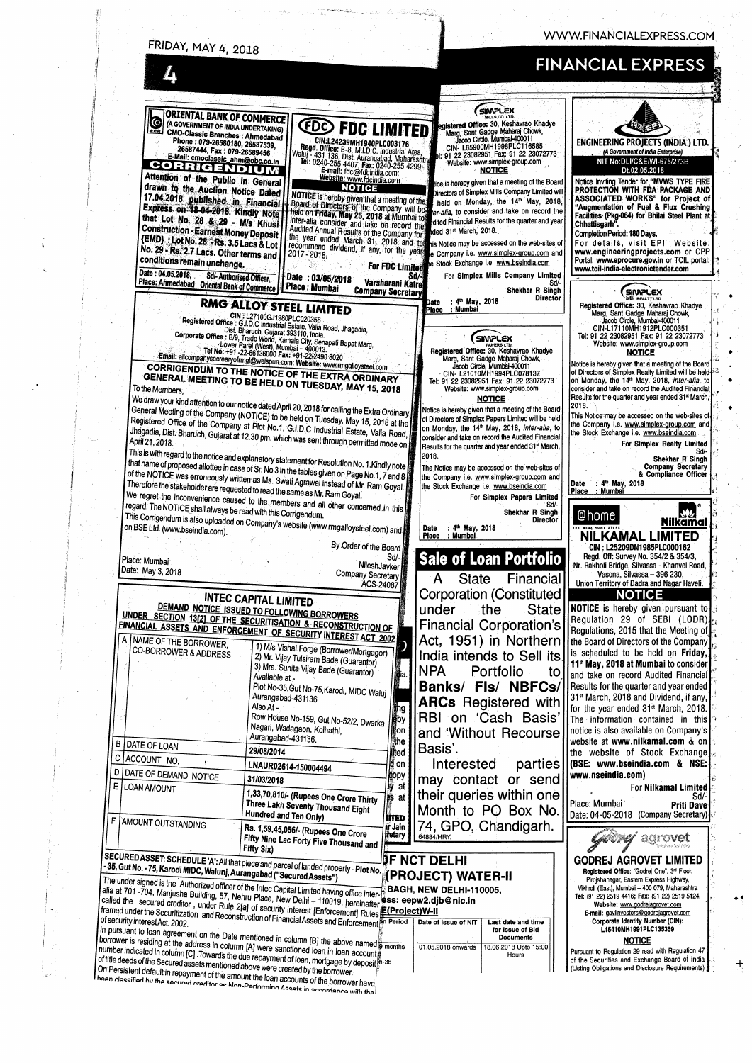## ORIENTAL BANK OF COMMERCE

(A GOVERNMENT OF INDIA UNDERTAKING)
CMO-Classic Branches : Ahmedabad
Phone : 079-26580180, 26587539, 26587444, Fax : 079-26589456
E-Mail: cmoclassic_ahm@obc.co.in

### CORRIGENDUM

Attention of the Public in General drawn to the Auction Notice Dated 17.04.2018 published in Financial Express on 18-04-2018. Kindly Note that Lot No. 28 & 29 - M/s Khusi Construction - Earnest Money Deposit (EMD) : Lot No. 28 - Rs. 3.5 Lacs & Lot No. 29 - Rs. 2.7 Lacs. Other terms and conditions remain unchange.

Date : 04.05.2018, Place: Ahmedabad
Sd/- Authorised Officer, Oriental Bank of Commerce

## FDC LIMITED

CIN:L24239MH1940PLC003176
Regd. Office: B-8, M.I.D.C. Industrial Area, Waluj - 431 136, Dist. Aurangabad, Maharashtra
Tel: 0240-255 4407; Fax: 0240-255 4299
E-mail: fdc@fdcindia.com; Website: www.fdcindia.com

### NOTICE

NOTICE is hereby given that a meeting of the Board of Directors of the Company will be held on Friday, May 25, 2018 at Mumbai to inter-alia consider and take on record the Audited Annual Results of the Company for the year ended March 31, 2018 and to recommend dividend, if any, for the year 2017 - 2018.

For FDC Limited
Sd/-
Varsharani Katre
Company Secretary

Date : 03/05/2018
Place : Mumbai

## SIMPLEX MILLS CO. LTD.

Registered Office: 30, Keshavrao Khadye Marg, Sant Gadge Maharaj Chowk, Jacob Circle, Mumbai-400011
CIN- L65900MH1998PLC116585
Tel: 91 22 23082951 Fax: 91 22 23072773
Website: www.simplex-group.com

### NOTICE

Notice is hereby given that a meeting of the Board of Directors of Simplex Mills Company Limited will be held on Monday, the 14th May, 2018, inter-alia, to consider and take on record the Audited Financial Results for the quarter and year ended 31st March, 2018.

This Notice may be accessed on the web-sites of the Company i.e. www.simplex-group.com and the Stock Exchange i.e. www.bseindia.com

For Simplex Mills Company Limited
Sd/-
Shekhar R Singh
Director

Date : 4th May, 2018
Place : Mumbai

## ENGINEERING PROJECTS (INDIA) LTD.

(A Government of India Enterprise)
NIT No:DLI/C&E/WI-675/273B
Dt.02.05.2018

Notice Inviting Tender for "MVWS TYPE FIRE PROTECTION WITH FDA PACKAGE AND ASSOCIATED WORKS" for Project of "Augmentation of Fuel & Flux Crushing Facilities (Pkg-064) for Bhilai Steel Plant at Chhattisgarh".

Completion Period: 180 Days.

For details, visit EPI Website: www.engineeringprojects.com or CPP Portal: www.eprocure.gov.in or TCIL portal: www.tcil-india-electronictender.com

## RMG ALLOY STEEL LIMITED

CIN : L27100GJ1980PLC020358
Registered Office : G.I.D.C Industrial Estate, Valia Road, Jhagadia, Dist. Bharuch, Gujarat 393110, India.
Corporate Office : B/9, Trade World, Kamala City, Senapati Bapat Marg, Lower Parel (West), Mumbai - 400013.
Tel No: +91 -22-66136000 Fax: +91-22-2490 8020
Email: allcompanysecrearyofrmgl@welspun.com; Website: www.rmgalloysteel.com

### CORRIGENDUM TO THE NOTICE OF THE EXTRA ORDINARY GENERAL MEETING TO BE HELD ON TUESDAY, MAY 15, 2018

To the Members,

We draw your kind attention to our notice dated April 20, 2018 for calling the Extra Ordinary General Meeting of the Company (NOTICE) to be held on Tuesday, May 15, 2018 at the Registered Office of the Company at Plot No.1, G.I.D.C Industrial Estate, Valia Road, Jhagadia, Dist. Bharuch, Gujarat at 12.30 pm. which was sent through permitted mode on April 21, 2018.

This is with regard to the notice and explanatory statement for Resolution No. 1.Kindly note that name of proposed allottee in case of Sr. No 3 in the tables given on Page No.1, 7 and 8 of the NOTICE was erroneously written as Ms. Swati Agrawal instead of Mr. Ram Goyal. Therefore the stakeholder are requested to read the same as Mr. Ram Goyal.

We regret the inconvenience caused to the members and all other concerned in this regard. The NOTICE shall always be read with this Corrigendum.

This Corrigendum is also uploaded on Company's website (www.rmgalloysteel.com) and on BSE Ltd. (www.bseindia.com).

By Order of the Board
Sd/-
NileshJavker
Company Secretary
ACS-24087

Place: Mumbai
Date: May 3, 2018

## SIMPLEX PAPERS LTD.

Registered Office: 30, Keshavrao Khadye Marg, Sant Gadge Maharaj Chowk, Jacob Circle, Mumbai-400011
CIN- L21010MH1994PLC078137
Tel: 91 22 23082951 Fax: 91 22 23072773
Website: www.simplex-group.com

### NOTICE

Notice is hereby given that a meeting of the Board of Directors of Simplex Papers Limited will be held on Monday, the 14th May, 2018, inter-alia, to consider and take on record the Audited Financial Results for the quarter and year ended 31st March, 2018.

The Notice may be accessed on the web-sites of the Company i.e. www.simplex-group.com and the Stock Exchange i.e. www.bseindia.com

For Simplex Papers Limited
Sd/-
Shekhar R Singh
Director

Date : 4th May, 2018
Place : Mumbai

## SIMPLEX REALTY LTD.

Registered Office: 30, Keshavrao Khadye Marg, Sant Gadge Maharaj Chowk, Jacob Circle, Mumbai-400011
CIN-L17110MH1912PLC000351
Tel: 91 22 23082951 Fax: 91 22 23072773
Website: www.simplex-group.com

### NOTICE

Notice is hereby given that a meeting of the Board of Directors of Simplex Realty Limited will be held on Monday, the 14th May, 2018, inter-alia, to consider and take on record the Audited Financial Results for the quarter and year ended 31st March, 2018.

This Notice may be accessed on the web-sites of the Company i.e. www.simplex-group.com and the Stock Exchange i.e. www.bseindia.com

For Simplex Realty Limited
Sd/-
Shekhar R Singh
Company Secretary & Compliance Officer

Date : 4th May, 2018
Place : Mumbai

## Sale of Loan Portfolio

A State Financial Corporation (Constituted under the State Financial Corporation's Act, 1951) in Northern India intends to Sell its NPA Portfolio to **Banks/ FIs/ NBFCs/ ARCs** Registered with RBI on 'Cash Basis' and 'Without Recourse Basis'.

Interested parties may contact or send their queries within one Month to PO Box No. 74, GPO, Chandigarh.

64884/HRY.

## @home Nilkamal
## NILKAMAL LIMITED

CIN : L25209DN1985PLC000162
Regd. Off: Survey No. 354/2 & 354/3, Nr. Rakholi Bridge, Silvassa - Khanvel Road, Vasona, Silvassa – 396 230, Union Territory of Dadra and Nagar Haveli.

### NOTICE

**NOTICE** is hereby given pursuant to Regulation 29 of SEBI (LODR) Regulations, 2015 that the Meeting of the Board of Directors of the Company is scheduled to be held on **Friday, 11th May, 2018 at Mumbai** to consider and take on record Audited Financial Results for the quarter and year ended 31st March, 2018 and Dividend, if any, for the year ended 31st March, 2018. The information contained in this notice is also available on Company's website at **www.nilkamal.com** & on the website of Stock Exchange **(BSE: www.bseindia.com & NSE: www.nseindia.com)**

For Nilkamal Limited
Sd/-
Priti Dave
(Company Secretary)

Place: Mumbai
Date: 04-05-2018

## INTEC CAPITAL LIMITED

### DEMAND NOTICE ISSUED TO FOLLOWING BORROWERS UNDER SECTION 13[2] OF THE SECURITISATION & RECONSTRUCTION OF FINANCIAL ASSETS AND ENFORCEMENT OF SECURITY INTEREST ACT 2002

| | | |
|---|---|---|
| A | NAME OF THE BORROWER, CO-BORROWER & ADDRESS | 1) M/s Vishal Forge (Borrower/Mortgagor) 2) Mr. Vijay Tulsiram Bade (Guarantor) 3) Mrs. Sunita Vijay Bade (Guarantor) Available at - Plot No-35,Gut No-75,Karodi, MIDC Waluj Aurangabad-431136 Also At - Row House No-159, Gut No-52/2, Dwarka Nagari, Wadagaon, Kolhathi, Aurangabad-431136. |
| B | DATE OF LOAN | 29/08/2014 |
| C | ACCOUNT NO. | LNAUR02614-150004494 |
| D | DATE OF DEMAND NOTICE | 31/03/2018 |
| E | LOAN AMOUNT | 1,33,70,810/- (Rupees One Crore Thirty Three Lakh Seventy Thousand Eight Hundred and Ten Only) |
| F | AMOUNT OUTSTANDING | Rs. 1,59,45,056/- (Rupees One Crore Fifty Nine Lac Forty Five Thousand and Fifty Six) |

SECURED ASSET: SCHEDULE 'A': All that piece and parcel of landed property - Plot No. - 35, Gut No. - 75, Karodi MIDC, Walunj, Aurangabad ("Secured Assets")

The under signed is the Authorized officer of the Intec Capital Limited having office inter-alia at 701 -704, Manjusha Building, 57, Nehru Place, New Delhi – 110019, hereinafter called the secured creditor , under Rule 2[a] of security interest [Enforcement] Rules framed under the Securitization and Reconstruction of Financial Assets and Enforcement of security interest Act. 2002.

In pursuant to loan agreement on the Date mentioned in column [B] the above named borrower is residing at the address in column [A] were sanctioned loan in loan account number indicated in column [C] .Towards the due repayment of loan, mortgage by deposit of title deeds of the Secured assets mentioned above were created by the borrower.

On Persistent default in repayment of the amount the loan accounts of the borrower have been classified by the secured creditor as Non-Performing Assets in accordance with the

## ...OF NCT DELHI
## (PROJECT) WATER-II

...BAGH, NEW DELHI-110005,
...ess: eepw2.djb@nic.in
...E(Project)W-II

| ...on Period | Date of issue of NIT | Last date and time for issue of Bid Documents |
|---|---|---|
| ...months | 01.05.2018 onwards | 18.06.2018 Upto 15:00 Hours |

## GODREJ AGROVET LIMITED

Registered Office: "Godrej One", 3rd Floor, Pirojshanagar, Eastern Express Highway, Vikhroli (East), Mumbai – 400 079, Maharashtra
Tel: (91 22) 2519 4416; Fax: (91 22) 2519 5124,
Website: www.godrejagrovet.com
E-mail: gavlinvestors@godrejagrovet.com
Corporate Identity Number (CIN): L15410MH1991PLC135359

### NOTICE

Pursuant to Regulation 29 read with Regulation 47 of the Securities and Exchange Board of India (Listing Obligations and Disclosure Requirements)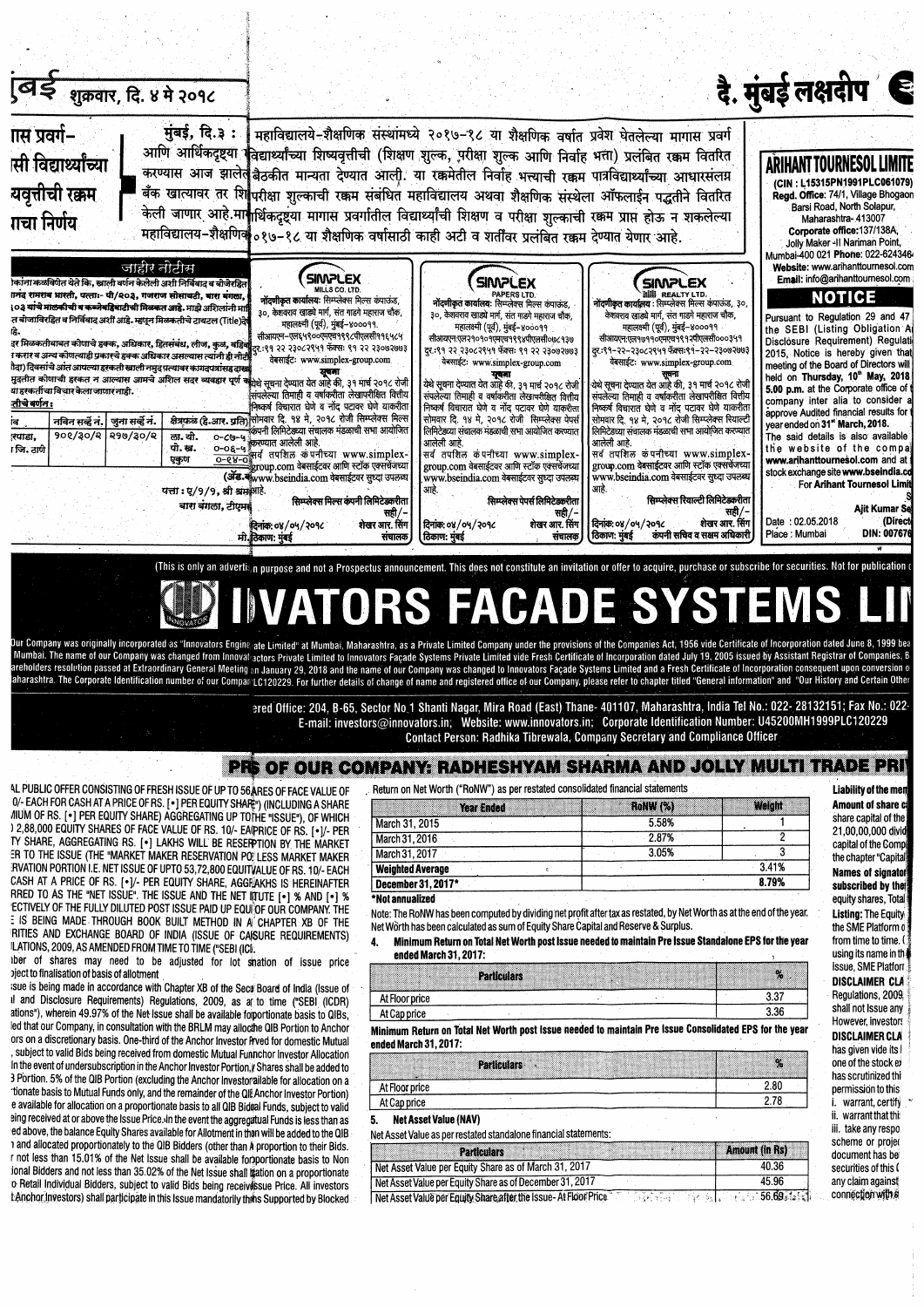शुक्रवार, दि. ४ मे २०१८

दै. मुंबई लक्षदीप

मुंबई, दि.३ : महाविद्यालये-शैक्षणिक संस्थांमध्ये २०१७-१८ या शैक्षणिक वर्षात प्रवेश घेतलेल्या मागास प्रवर्ग आणि आर्थिकदृष्ट्या विद्यार्थ्यांच्या शिष्यवृत्तीची (शिक्षण शुल्क, परीक्षा शुल्क आणि निर्वाह भत्ता) प्रलंबित रक्कम वितरित करण्यास आज झालेल्या बैठकीत मान्यता देण्यात आली. या रक्कमेतील निर्वाह भत्त्याची रक्कम पात्रविद्यार्थ्यांच्या आधारसंलग्न बँक खात्यावर तर शिक्षण व परीक्षा शुल्काची रक्कम संबंधित महाविद्यालय अथवा शैक्षणिक संस्थेला ऑफलाईन पद्धतीने वितरित केली जाणार आहे. मागास प्रवर्गातील आर्थिकदृष्ट्या विद्यार्थ्यांची शिक्षण व परीक्षा शुल्काची रक्कम प्राप्त होऊ न शकलेल्या महाविद्यालय-शैक्षणिक संस्थांना २०१७-१८ या शैक्षणिक वर्षासाठी काही अटी व शर्तीवर प्रलंबित रक्कम देण्यात येणार आहे.

## जाहीर नोटीस

...काना कळविण्यात येते कि, खाली वर्णन केलेली अशी निर्विवाद व बोजेविहित ...मंद रामराव भारती, पत्ताः- पी/२०३, गजराज सोसायटी, वारा बंगला, ...१०३ यांचे मालकीची व कब्जेवहिवाटीची मिळकत आहे. माझे अशिलांनी मा... ...त बोजाविरहित व निर्विवाद अशी आहे. म्हणून मिळकतीचे टायटल (Title)... ...हे.

...र मिळकतीबाबत कोणाचे हक्क, अधिकार, हितसंबंध, लीज, कुळ, बक्षी... ...करार व अन्य कोणत्याही प्रकारचे हक्क अधिकार असल्यास त्यांनी ही नोटी... ...दा) दिवसांचे आंत आपल्या हरकती खाली नमूद पत्त्यावर कागदपत्रासह दाखल... ...मुदतीत कोणाची हरकत न आल्यास आमचे अशिल सदर व्यवहार पूर्ण क... ...या हरकतींचा विचार केला जाणार नाही.

...तीचे वर्णन:

| ...व | नविन सर्व्हे नं. | जुना सर्व्हे नं. | क्षेत्रफळ (हे.आर. प्रति) |
|---|---|---|---|
| ...रपाडा, ...र जि. ठाणे | १०९/३०/२ | २९७/३०/२ | ला. ची. ०-८७-५ |
| | | | पो. ख. ०-०६-५ |
| | | | एकुण ०-९४-० |

(ॲड...

पत्ता : ए/१/१, श्री ...आहे. बारा बंगला, टीएम...

---

**SIMPLEX MILLS CO. LTD.**

नोंदणीकृत कार्यालयः सिम्प्लेक्स मिल्स कंपाऊंड, ३०, केशवराव खाडे मार्ग, संत गाडगे महाराज चौक, महालक्ष्मी (पूर्व), मुंबई-४०००११.

सीआयएन-एल६५९००एमएच१९९८पीएलसी११६५८५

दुरः९१ २२ २३०८२९५१ फॅक्सः ९१ २२ २३०७२७७३

वेबसाईटः www.simplex-group.com

**सूचना**

येथे सूचना देण्यात येत आहे की, ३१ मार्च २०१८ रोजी संपलेल्या तिमाही व वर्षाकरीता लेखापरीक्षित वित्तीय निष्कर्ष विचारात घेणे व नोंद पटावर घेणे याकरीता सोमवार दि. १४ मे, २०१८ रोजी सिम्प्लेक्स मिल्स कंपनी लिमिटेडच्या संचालक मंडळाची सभा आयोजित करण्यात आलेली आहे.

सदर तपशिल कंपनीच्या www.simplex-group.com वेबसाईटवर आणि स्टॉक एक्सचेंजच्या www.bseindia.com वेबसाईटवर सुध्दा उपलब्ध आहे.

सिम्प्लेक्स मिल्स कंपनी लिमिटेडकरीता
सही/-
शेखर आर. सिंग
संचालक

दिनांकः ०४/०५/२०१८
ठिकाणः मुंबई

---

**SIMPLEX PAPERS LTD.**

नोंदणीकृत कार्यालयः सिम्प्लेक्स मिल्स कंपाऊंड, ३०, केशवराव खाडे मार्ग, संत गाडगे महाराज चौक, महालक्ष्मी (पूर्व), मुंबई-४०००११

सीआयएनःएल२१०१०एमएच१९९४पीएलसी०७८१३७

दुरः९१ २२ २३०८२९५१ फॅक्सः ९१ २२ २३०७२७७३

वेबसाईटः www.simplex-group.com

**सूचना**

येथे सूचना देण्यात येत आहे की, ३१ मार्च २०१८ रोजी संपलेल्या तिमाही व वर्षाकरीता लेखापरीक्षित वित्तीय निष्कर्ष विचारात घेणे व नोंद पटावर घेणे याकरीता सोमवार दि. १४ मे, २०१८ रोजी सिम्प्लेक्स पेपर्स लिमिटेडच्या संचालक मंडळाची सभा आयोजित करण्यात आलेली आहे.

सर्व तपशिल कंपनीच्या www.simplex-group.com वेबसाईटवर आणि स्टॉक एक्सचेंजच्या www.bseindia.com वेबसाईटवर सुध्दा उपलब्ध आहे.

सिम्प्लेक्स पेपर्स लिमिटेडकरीता
सही/-
शेखर आर. सिंग
संचालक

दिनांकः ०४/०५/२०१८
ठिकाणः मुंबई

---

**SIMPLEX REALTY LTD.**

नोंदणीकृत कार्यालयः सिम्प्लेक्स मिल्स कंपाऊंड, ३०, केशवराव खाडे मार्ग, संत गाडगे महाराज चौक, महालक्ष्मी (पूर्व), मुंबई-४०००११

सीआयएनःएल१७११०एमएच१९१२पीएलसी०००३५१

दुरः९१-२२-२३०८२९५१ फॅक्सः९१-२२-२३०७२७७३

वेबसाईटः www.simplex-group.com

**सूचना**

येथे सूचना देण्यात येत आहे की, ३१ मार्च २०१८ रोजी संपलेल्या तिमाही व वर्षाकरीता लेखापरीक्षित वित्तीय निष्कर्ष विचारात घेणे व नोंद पटावर घेणे याकरीता सोमवार दि. १४ मे, २०१८ रोजी सिम्प्लेक्स रियाल्टी लिमिटेडच्या संचालक मंडळाची सभा आयोजित करण्यात आलेली आहे.

सर्व तपशिल कंपनीच्या www.simplex-group.com वेबसाईटवर आणि स्टॉक एक्सचेंजच्या www.bseindia.com वेबसाईटवर सुध्दा उपलब्ध आहे.

सिम्प्लेक्स रियाल्टी लिमिटेडकरीता
सही/-
शेखर आर. सिंग
कंपनी सचिव व सक्षम अधिकारी

दिनांकः ०४/०५/२०१८
ठिकाणः मुंबई

---

**ARIHANT TOURNESOL LIMITED**

(CIN : L15315PN1991PLC061079)

Regd. Office: 74/1, Village Bhogaon, Barsi Road, North Solapur, Maharashtra- 413007

Corporate office:137/138A, Jolly Maker -II Nariman Point, Mumbai-400 021 Phone: 022-624346...

Website: www.arihanttournesol.com

Email: info@arihanttournesol.com

**NOTICE**

Pursuant to Regulation 29 and 47 ... the SEBI (Listing Obligation A... Disclosure Requirement) Regulati... 2015, Notice is hereby given that ... meeting of the Board of Directors will ... held on Thursday, 10th May, 2018 ... 5.00 p.m. at the Corporate office of ... company inter alia to consider a... approve Audited financial results for ... year ended on 31st March, 2018.

The said details is also available ... the website of the compa... www.arihanttournesol.com and at ... stock exchange site www.bseindia.c...

For Arihant Tournesol Limit...
S...
Ajit Kumar Se...
(Direct...
DIN: 00767...

Date : 02.05.2018
Place : Mumbai

---

(This is only an adverti...n purpose and not a Prospectus announcement. This does not constitute an invitation or offer to acquire, purchase or subscribe for securities. Not for publication ...

# INNOVATORS FACADE SYSTEMS LI...

...ur Company was originally incorporated as "Innovators Engine...ate Limited" at Mumbai, Maharashtra, as a Private Limited Company under the provisions of the Companies Act, 1956 vide Certificate of Incorporation dated June 8, 1999 bea... Mumbai. The name of our Company was changed from Innova...actors Private Limited to Innovators Façade Systems Private Limited vide Fresh Certificate of Incorporation dated July 19, 2005 issued by Assistant Registrar of Companies, B... ...areholders resolution passed at Extraordinary General Meeting ...n January 29, 2018 and the name of our Company was changed to Innovators Façade Systems Limited and a Fresh Certificate of Incorporation consequent upon conversion o... ...aharashtra. The Corporate Identification number of our Compan... LC120229. For further details of change of name and registered office of our Company, please refer to chapter titled "General information" and "Our History and Certain Other...

...ered Office: 204, B-65, Sector No.1 Shanti Nagar, Mira Road (East) Thane- 401107, Maharashtra, India Tel No.: 022- 28132151; Fax No.: 022-...
E-mail: investors@innovators.in; Website: www.innovators.in; Corporate Identification Number: U45200MH1999PLC120229
Contact Person: Radhika Tibrewala, Company Secretary and Compliance Officer

## PR... OF OUR COMPANY: RADHESHYAM SHARMA AND JOLLY MULTI TRADE PRI...

...AL PUBLIC OFFER CONSISTING OF FRESH ISSUE OF UP TO 56 ARES OF FACE VALUE OF ...0/- EACH FOR CASH AT A PRICE OF RS. [•] PER EQUITY SHARE") (INCLUDING A SHARE ...MIUM OF RS. [•] PER EQUITY SHARE) AGGREGATING UP TO THE "ISSUE"), OF WHICH ...2,88,000 EQUITY SHARES OF FACE VALUE OF RS. 10/- EA...PRICE OF RS. [•]/- PER ...TY SHARE, AGGREGATING RS. [•] LAKHS WILL BE RESER...TION BY THE MARKET ...ER TO THE ISSUE (THE "MARKET MAKER RESERVATION PO... LESS MARKET MAKER ...RVATION PORTION I.E. NET ISSUE OF UPTO 53,72,800 EQUIT...VALUE OF RS. 10/- EACH CASH AT A PRICE OF RS. [•]/- PER EQUITY SHARE, AGGR...AKHS IS HEREINAFTER ...RRED TO AS THE "NET ISSUE". THE ISSUE AND THE NET I...TUTE [•] % AND [•] % ...ECTIVELY OF THE FULLY DILUTED POST ISSUE PAID UP EQU... OF OUR COMPANY. THE ...E IS BEING MADE THROUGH BOOK BUILT METHOD IN A... CHAPTER XB OF THE ...RITIES AND EXCHANGE BOARD OF INDIA (ISSUE OF CA...SURE REQUIREMENTS) ...LATIONS, 2009, AS AMENDED FROM TIME TO TIME ("SEBI (ICI...

...ber of shares may need to be adjusted for lot ...nation of issue price ...bject to finalisation of basis of allotment

...ssue is being made in accordance with Chapter XB of the Sec... Board of India (Issue of ...l and Disclosure Requirements) Regulations, 2009, as a... to time ("SEBI (ICDR) ...ations"), wherein 49.97% of the Net Issue shall be available fo... portionate basis to QIBs, ...ed that our Company, in consultation with the BRLM may alloc...the QIB Portion to Anchor ...ors on a discretionary basis. One-third of the Anchor Investor ...rved for domestic Mutual ..., subject to valid Bids being received from domestic Mutual Fu...nchor Investor Allocation ...In the event of undersubscription in the Anchor Investor Portion, ...Shares shall be added to ...B Portion. 5% of the QIB Portion (excluding the Anchor Investor...available for allocation on a ...tionate basis to Mutual Funds only, and the remainder of the QI...Anchor Investor Portion) ...e available for allocation on a proportionate basis to all QIB Bid...al Funds, subject to valid ...eing received at or above the Issue Price. In the event the aggreg...tual Funds is less than as ...ed above, the balance Equity Shares available for Allotment in th...n will be added to the QIB ...and allocated proportionately to the QIB Bidders (other than A... proportion to their Bids. ...r not less than 15.01% of the Net Issue shall be available fo... portionate basis to Non ...ional Bidders and not less than 35.02% of the Net Issue shall ...ation on a proportionate ...o Retail Individual Bidders, subject to valid Bids being receiv...ssue Price. All investors ...Anchor Investors) shall participate in this Issue mandatorily th...s Supported by Blocked

Return on Net Worth ("RoNW") as per restated consolidated financial statements

| Year Ended | RoNW (%) | Weight |
|---|---|---|
| March 31, 2015 | 5.58% | 1 |
| March 31, 2016 | 2.87% | 2 |
| March 31, 2017 | 3.05% | 3 |
| Weighted Average | | 3.41% |
| December 31, 2017* | | 8.79% |

*Not annualized

Note: The RoNW has been computed by dividing net profit after tax as restated, by Net Worth as at the end of the year. Net Worth has been calculated as sum of Equity Share Capital and Reserve & Surplus.

4. **Minimum Return on Total Net Worth post Issue needed to maintain Pre Issue Standalone EPS for the year ended March 31, 2017:**

| Particulars | % |
|---|---|
| At Floor price | 3.37 |
| At Cap price | 3.36 |

**Minimum Return on Total Net Worth post Issue needed to maintain Pre Issue Consolidated EPS for the year ended March 31, 2017:**

| Particulars | % |
|---|---|
| At Floor price | 2.80 |
| At Cap price | 2.78 |

5. **Net Asset Value (NAV)**

Net Asset Value as per restated standalone financial statements:

| Particulars | Amount (In Rs) |
|---|---|
| Net Asset Value per Equity Share as of March 31, 2017 | 40.36 |
| Net Asset Value per Equity Share as of December 31, 2017 | 45.96 |
| Net Asset Value per Equity Share after the Issue- At Floor Price | 56.69 |

**Liability of the mem...**

**Amount of share c...** share capital of the ... 21,00,00,000 divid... capital of the Comp... the chapter "Capital...

**Names of signator... subscribed by the...** equity shares, Total...

**Listing:** The Equity ... the SME Platform o... from time to time. (... using its name in th... Issue, SME Platfor...

**DISCLAIMER CLA...** Regulations, 2009... shall not issue any... However, investors...

**DISCLAIMER CLA...** has given vide its l... one of the stock ex... has scrutinized thi... permission to this...
i. warrant, certify...
ii. warrant that thi...
iii. take any respo... scheme or projec... document has be... securities of this (... any claim against... connection with s...